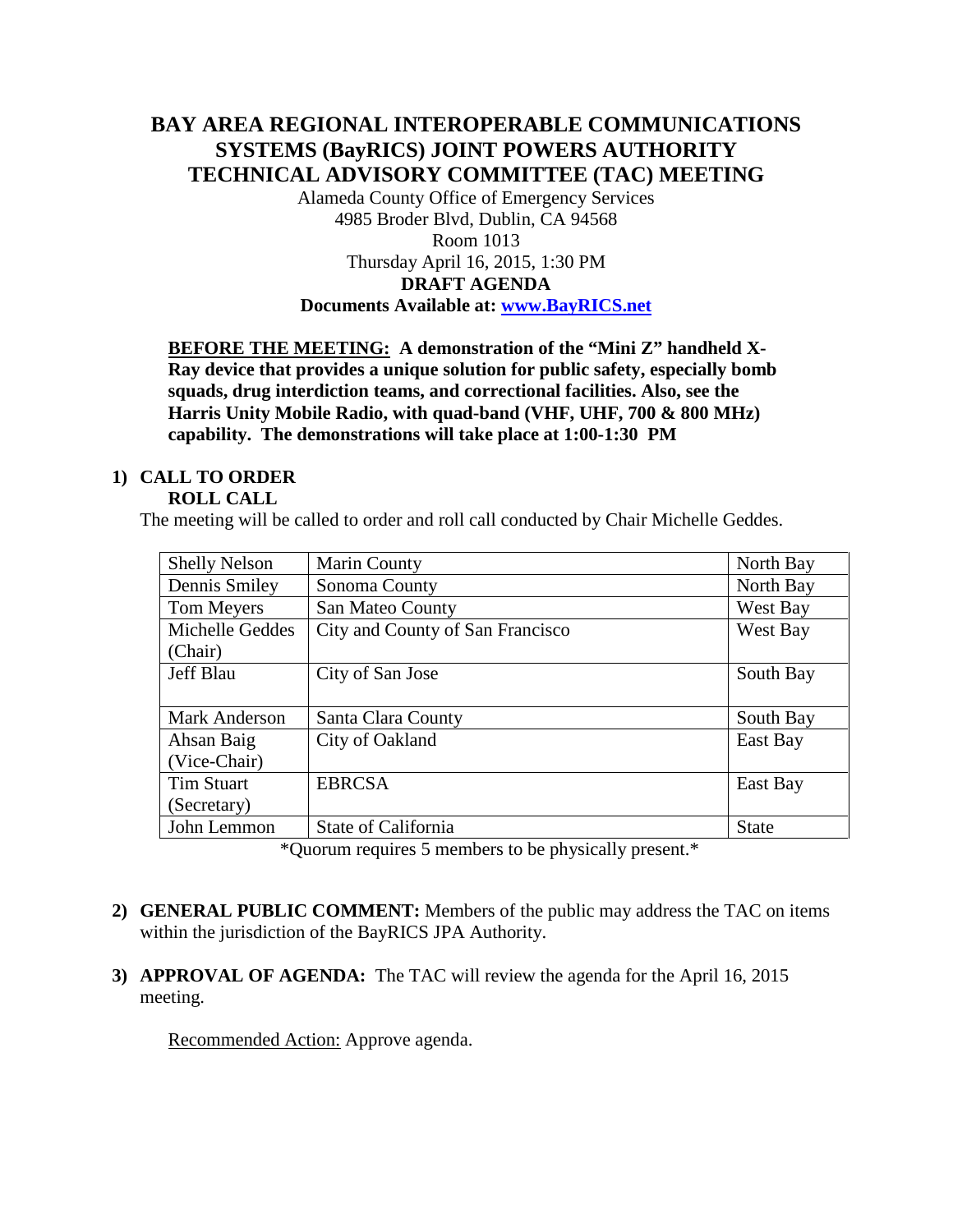# BAY AREA REGIONAL INTEROPERABLE COMMUNICATIONS SYSTEMS (BayRICS) JOINT POWERS AUTHORITY TECHNICAL ADVISORY COMMITTEE (TAC) MEETING

Alameda County Office of Emergency Services
4985 Broder Blvd, Dublin, CA 94568
Room 1013
Thursday April 16, 2015, 1:30 PM

**DRAFT AGENDA**

**Documents Available at: [www.BayRICS.net](www.BayRICS.net)**

**BEFORE THE MEETING: A demonstration of the "Mini Z" handheld X-Ray device that provides a unique solution for public safety, especially bomb squads, drug interdiction teams, and correctional facilities. Also, see the Harris Unity Mobile Radio, with quad-band (VHF, UHF, 700 & 800 MHz) capability. The demonstrations will take place at 1:00-1:30 PM**

**1) CALL TO ORDER**
**ROLL CALL**

The meeting will be called to order and roll call conducted by Chair Michelle Geddes.

| | | |
|---|---|---|
| Shelly Nelson | Marin County | North Bay |
| Dennis Smiley | Sonoma County | North Bay |
| Tom Meyers | San Mateo County | West Bay |
| Michelle Geddes (Chair) | City and County of San Francisco | West Bay |
| Jeff Blau | City of San Jose | South Bay |
| Mark Anderson | Santa Clara County | South Bay |
| Ahsan Baig (Vice-Chair) | City of Oakland | East Bay |
| Tim Stuart (Secretary) | EBRCSA | East Bay |
| John Lemmon | State of California | State |

*Quorum requires 5 members to be physically present.*

**2) GENERAL PUBLIC COMMENT:** Members of the public may address the TAC on items within the jurisdiction of the BayRICS JPA Authority.

**3) APPROVAL OF AGENDA:** The TAC will review the agenda for the April 16, 2015 meeting.

Recommended Action: Approve agenda.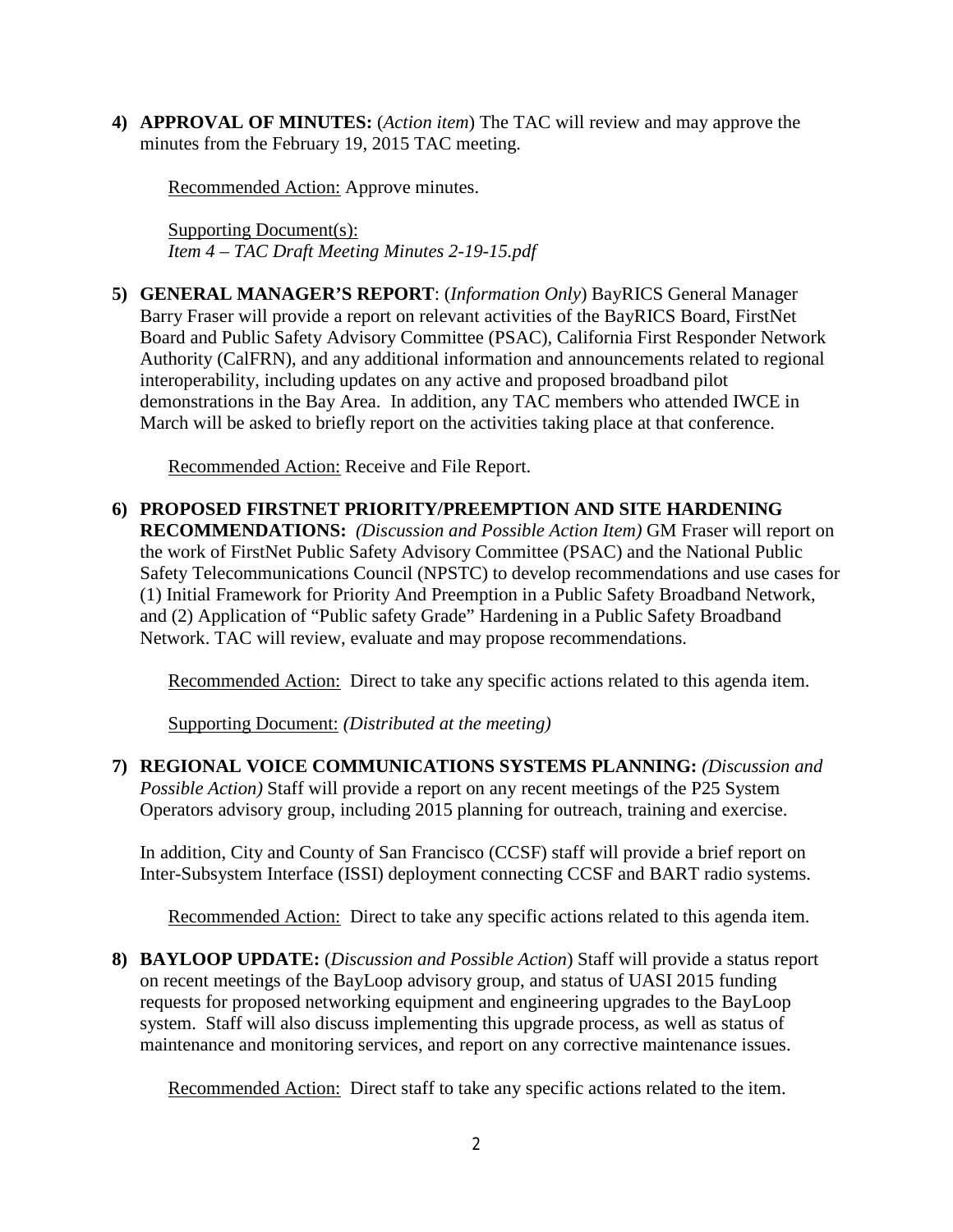**4) APPROVAL OF MINUTES:** (*Action item*) The TAC will review and may approve the minutes from the February 19, 2015 TAC meeting.

Recommended Action: Approve minutes.

Supporting Document(s):
*Item 4 – TAC Draft Meeting Minutes 2-19-15.pdf*

**5) GENERAL MANAGER'S REPORT**: (*Information Only*) BayRICS General Manager Barry Fraser will provide a report on relevant activities of the BayRICS Board, FirstNet Board and Public Safety Advisory Committee (PSAC), California First Responder Network Authority (CalFRN), and any additional information and announcements related to regional interoperability, including updates on any active and proposed broadband pilot demonstrations in the Bay Area. In addition, any TAC members who attended IWCE in March will be asked to briefly report on the activities taking place at that conference.

Recommended Action: Receive and File Report.

**6) PROPOSED FIRSTNET PRIORITY/PREEMPTION AND SITE HARDENING RECOMMENDATIONS:** *(Discussion and Possible Action Item)* GM Fraser will report on the work of FirstNet Public Safety Advisory Committee (PSAC) and the National Public Safety Telecommunications Council (NPSTC) to develop recommendations and use cases for (1) Initial Framework for Priority And Preemption in a Public Safety Broadband Network, and (2) Application of "Public safety Grade" Hardening in a Public Safety Broadband Network. TAC will review, evaluate and may propose recommendations.

Recommended Action: Direct to take any specific actions related to this agenda item.

Supporting Document: *(Distributed at the meeting)*

**7) REGIONAL VOICE COMMUNICATIONS SYSTEMS PLANNING:** *(Discussion and Possible Action)* Staff will provide a report on any recent meetings of the P25 System Operators advisory group, including 2015 planning for outreach, training and exercise.

In addition, City and County of San Francisco (CCSF) staff will provide a brief report on Inter-Subsystem Interface (ISSI) deployment connecting CCSF and BART radio systems.

Recommended Action: Direct to take any specific actions related to this agenda item.

**8) BAYLOOP UPDATE:** (*Discussion and Possible Action*) Staff will provide a status report on recent meetings of the BayLoop advisory group, and status of UASI 2015 funding requests for proposed networking equipment and engineering upgrades to the BayLoop system. Staff will also discuss implementing this upgrade process, as well as status of maintenance and monitoring services, and report on any corrective maintenance issues.

Recommended Action: Direct staff to take any specific actions related to the item.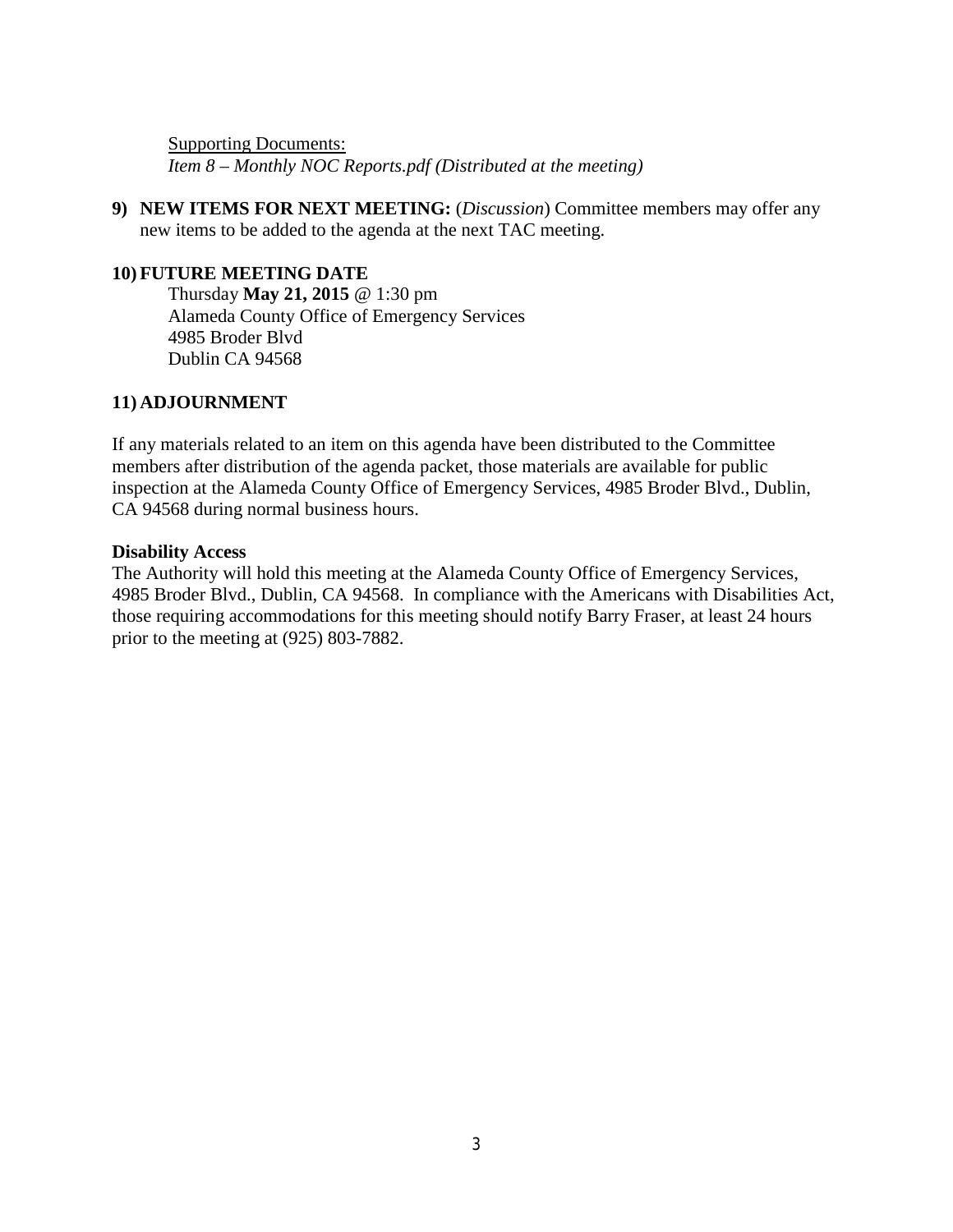Supporting Documents:
*Item 8 – Monthly NOC Reports.pdf (Distributed at the meeting)*

**9) NEW ITEMS FOR NEXT MEETING:** (*Discussion*) Committee members may offer any new items to be added to the agenda at the next TAC meeting.

**10) FUTURE MEETING DATE**

Thursday **May 21, 2015** @ 1:30 pm
Alameda County Office of Emergency Services
4985 Broder Blvd
Dublin CA 94568

**11) ADJOURNMENT**

If any materials related to an item on this agenda have been distributed to the Committee members after distribution of the agenda packet, those materials are available for public inspection at the Alameda County Office of Emergency Services, 4985 Broder Blvd., Dublin, CA 94568 during normal business hours.

**Disability Access**

The Authority will hold this meeting at the Alameda County Office of Emergency Services, 4985 Broder Blvd., Dublin, CA 94568. In compliance with the Americans with Disabilities Act, those requiring accommodations for this meeting should notify Barry Fraser, at least 24 hours prior to the meeting at (925) 803-7882.